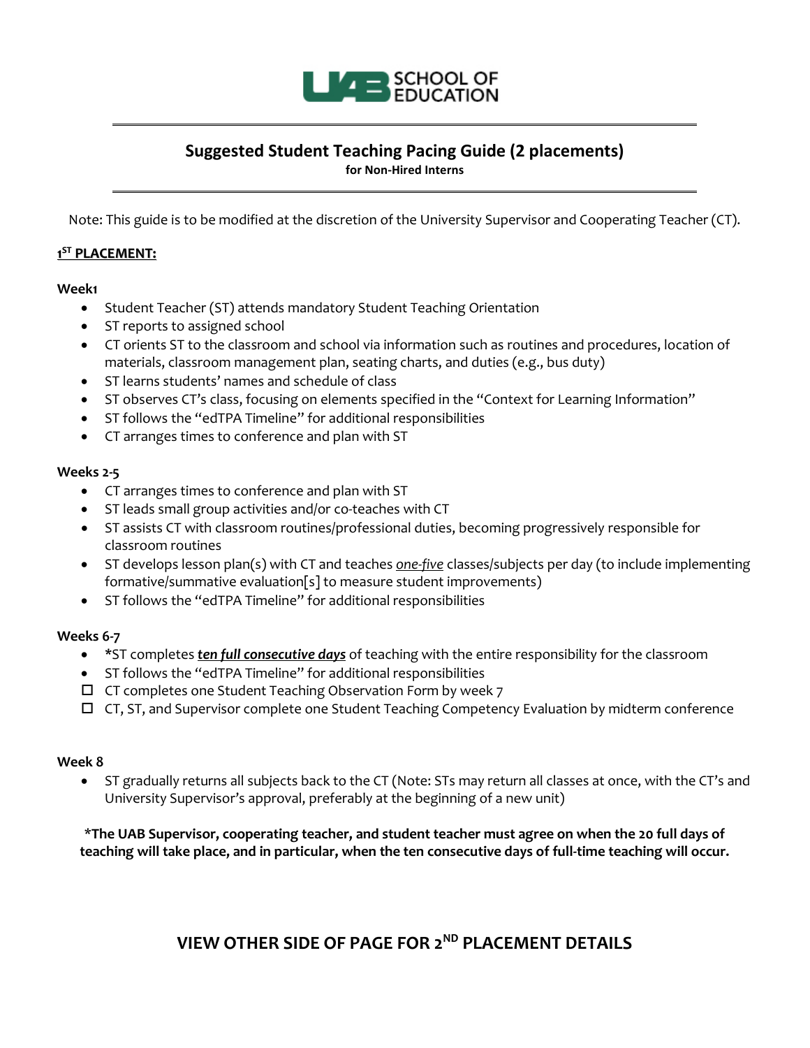# Suggested Student Teaching Pacing Guide (2 placements)

**for Non-Hired Interns**

Note: This guide is to be modified at the discretion of the University Supervisor and Cooperating Teacher (CT).

## 1[ST] PLACEMENT:

**Week1**

- Student Teacher (ST) attends mandatory Student Teaching Orientation
- ST reports to assigned school
- CT orients ST to the classroom and school via information such as routines and procedures, location of materials, classroom management plan, seating charts, and duties (e.g., bus duty)
- ST learns students' names and schedule of class
- ST observes CT's class, focusing on elements specified in the "Context for Learning Information"
- ST follows the "edTPA Timeline" for additional responsibilities
- CT arranges times to conference and plan with ST

**Weeks 2-5**

- CT arranges times to conference and plan with ST
- ST leads small group activities and/or co-teaches with CT
- ST assists CT with classroom routines/professional duties, becoming progressively responsible for classroom routines
- ST develops lesson plan(s) with CT and teaches *one-five* classes/subjects per day (to include implementing formative/summative evaluation[s] to measure student improvements)
- ST follows the "edTPA Timeline" for additional responsibilities

**Weeks 6-7**

- *ST completes ***ten full consecutive days*** of teaching with the entire responsibility for the classroom
- ST follows the "edTPA Timeline" for additional responsibilities
- ☐ CT completes one Student Teaching Observation Form by week 7
- ☐ CT, ST, and Supervisor complete one Student Teaching Competency Evaluation by midterm conference

**Week 8**

- ST gradually returns all subjects back to the CT (Note: STs may return all classes at once, with the CT's and University Supervisor's approval, preferably at the beginning of a new unit)

**\*The UAB Supervisor, cooperating teacher, and student teacher must agree on when the 20 full days of teaching will take place, and in particular, when the ten consecutive days of full-time teaching will occur.**

## VIEW OTHER SIDE OF PAGE FOR 2[ND] PLACEMENT DETAILS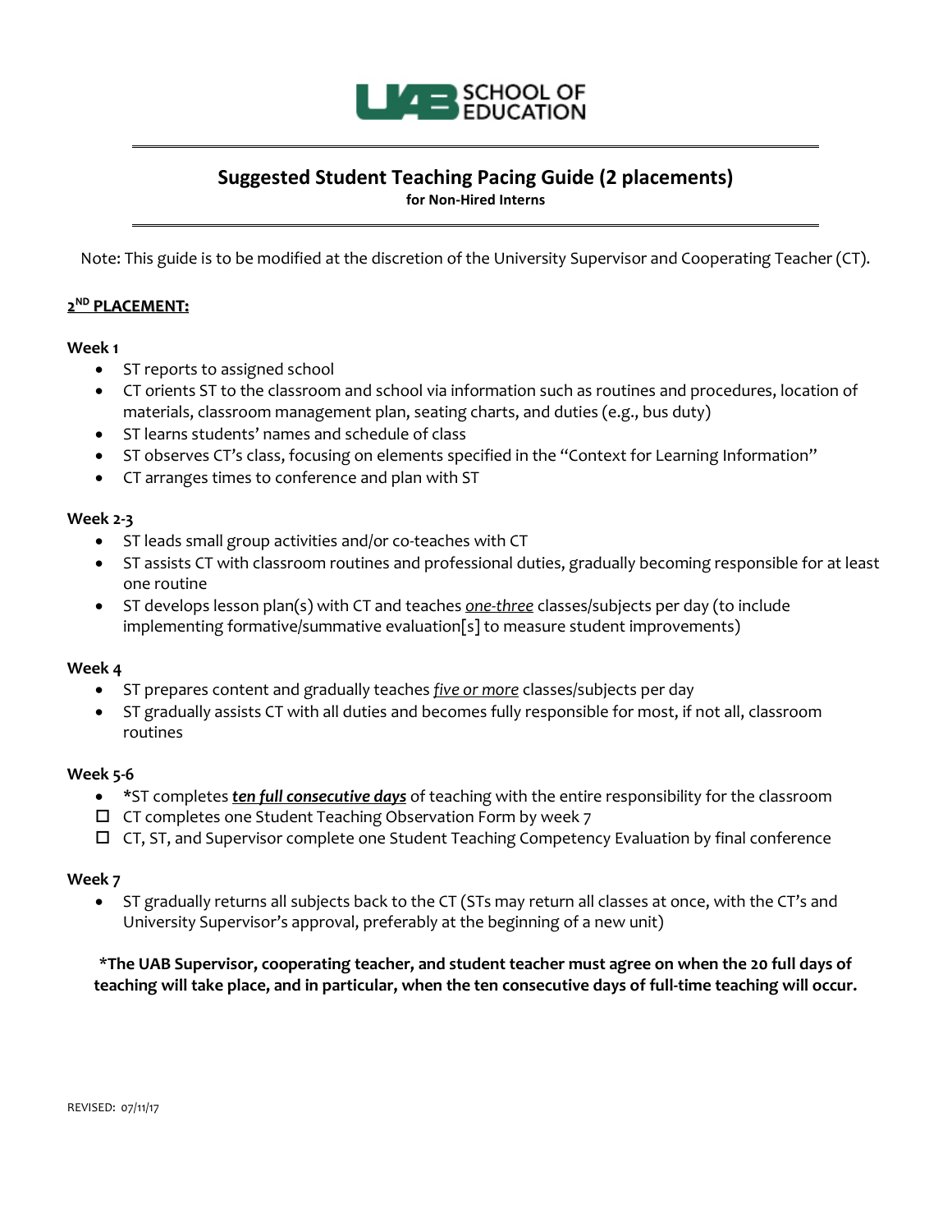# Suggested Student Teaching Pacing Guide (2 placements)

**for Non-Hired Interns**

Note: This guide is to be modified at the discretion of the University Supervisor and Cooperating Teacher (CT).

**2ND PLACEMENT:**

**Week 1**

- ST reports to assigned school
- CT orients ST to the classroom and school via information such as routines and procedures, location of materials, classroom management plan, seating charts, and duties (e.g., bus duty)
- ST learns students' names and schedule of class
- ST observes CT's class, focusing on elements specified in the "Context for Learning Information"
- CT arranges times to conference and plan with ST

**Week 2-3**

- ST leads small group activities and/or co-teaches with CT
- ST assists CT with classroom routines and professional duties, gradually becoming responsible for at least one routine
- ST develops lesson plan(s) with CT and teaches *one-three* classes/subjects per day (to include implementing formative/summative evaluation[s] to measure student improvements)

**Week 4**

- ST prepares content and gradually teaches *five or more* classes/subjects per day
- ST gradually assists CT with all duties and becomes fully responsible for most, if not all, classroom routines

**Week 5-6**

- *ST completes ***ten full consecutive days*** of teaching with the entire responsibility for the classroom
- ☐ CT completes one Student Teaching Observation Form by week 7
- ☐ CT, ST, and Supervisor complete one Student Teaching Competency Evaluation by final conference

**Week 7**

- ST gradually returns all subjects back to the CT (STs may return all classes at once, with the CT's and University Supervisor's approval, preferably at the beginning of a new unit)

**\*The UAB Supervisor, cooperating teacher, and student teacher must agree on when the 20 full days of teaching will take place, and in particular, when the ten consecutive days of full-time teaching will occur.**

REVISED: 07/11/17